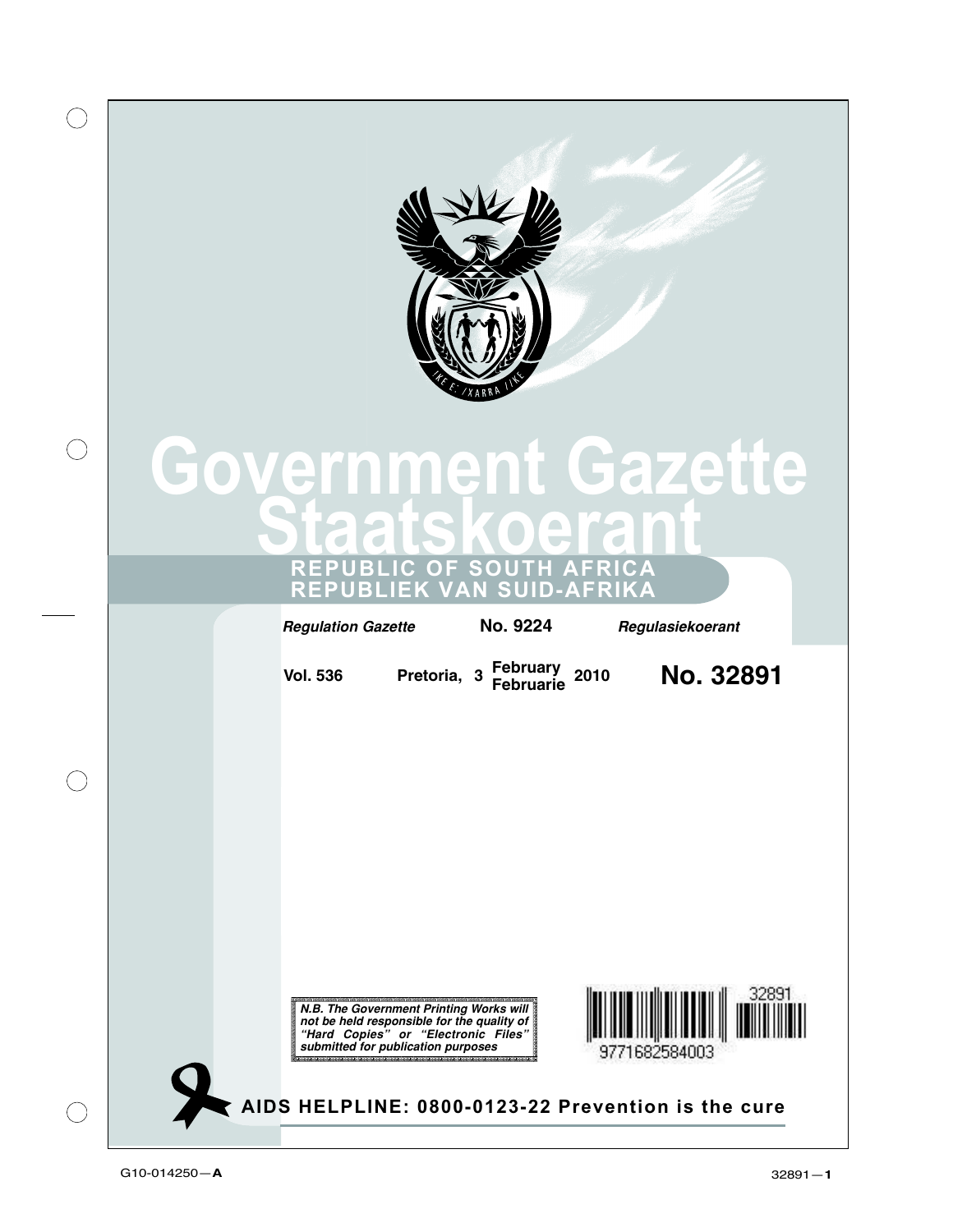# Government Gazette

# Staatskoerant

**REPUBLIC OF SOUTH AFRICA**
**REPUBLIEK VAN SUID-AFRIKA**

*Regulation Gazette* **No. 9224** *Regulasiekoerant*

**Vol. 536** **Pretoria, 3 February Februarie 2010** **No. 32891**

***N.B. The Government Printing Works will not be held responsible for the quality of "Hard Copies" or "Electronic Files" submitted for publication purposes***

32891

9771682584003

**AIDS HELPLINE: 0800-0123-22 Prevention is the cure**

G10-014250—**A**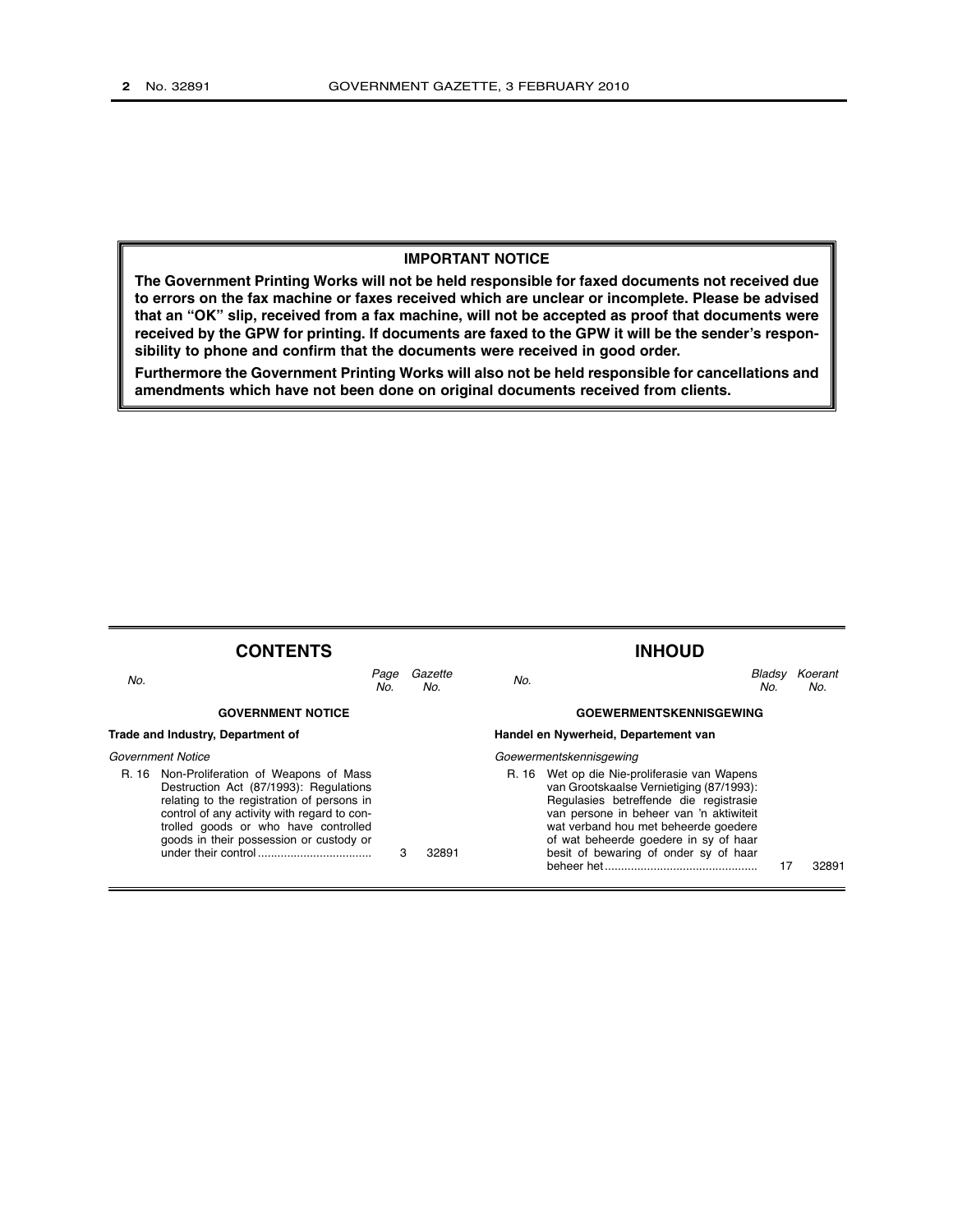**IMPORTANT NOTICE**

**The Government Printing Works will not be held responsible for faxed documents not received due to errors on the fax machine or faxes received which are unclear or incomplete. Please be advised that an "OK" slip, received from a fax machine, will not be accepted as proof that documents were received by the GPW for printing. If documents are faxed to the GPW it will be the sender's responsibility to phone and confirm that the documents were received in good order.**

**Furthermore the Government Printing Works will also not be held responsible for cancellations and amendments which have not been done on original documents received from clients.**

## CONTENTS

| *No.* | | *Page No.* | *Gazette No.* |
|---|---|---|---|
| | **GOVERNMENT NOTICE** | | |
| | **Trade and Industry, Department of** | | |
| | *Government Notice* | | |
| R. 16 | Non-Proliferation of Weapons of Mass Destruction Act (87/1993): Regulations relating to the registration of persons in control of any activity with regard to controlled goods or who have controlled goods in their possession or custody or under their control | 3 | 32891 |

## INHOUD

| *No.* | | *Bladsy No.* | *Koerant No.* |
|---|---|---|---|
| | **GOEWERMENTSKENNISGEWING** | | |
| | **Handel en Nywerheid, Departement van** | | |
| | *Goewermentskennisgewing* | | |
| R. 16 | Wet op die Nie-proliferasie van Wapens van Grootskaalse Vernietiging (87/1993): Regulasies betreffende die registrasie van persone in beheer van 'n aktiwiteit wat verband hou met beheerde goedere of wat beheerde goedere in sy of haar besit of bewaring of onder sy of haar beheer het | 17 | 32891 |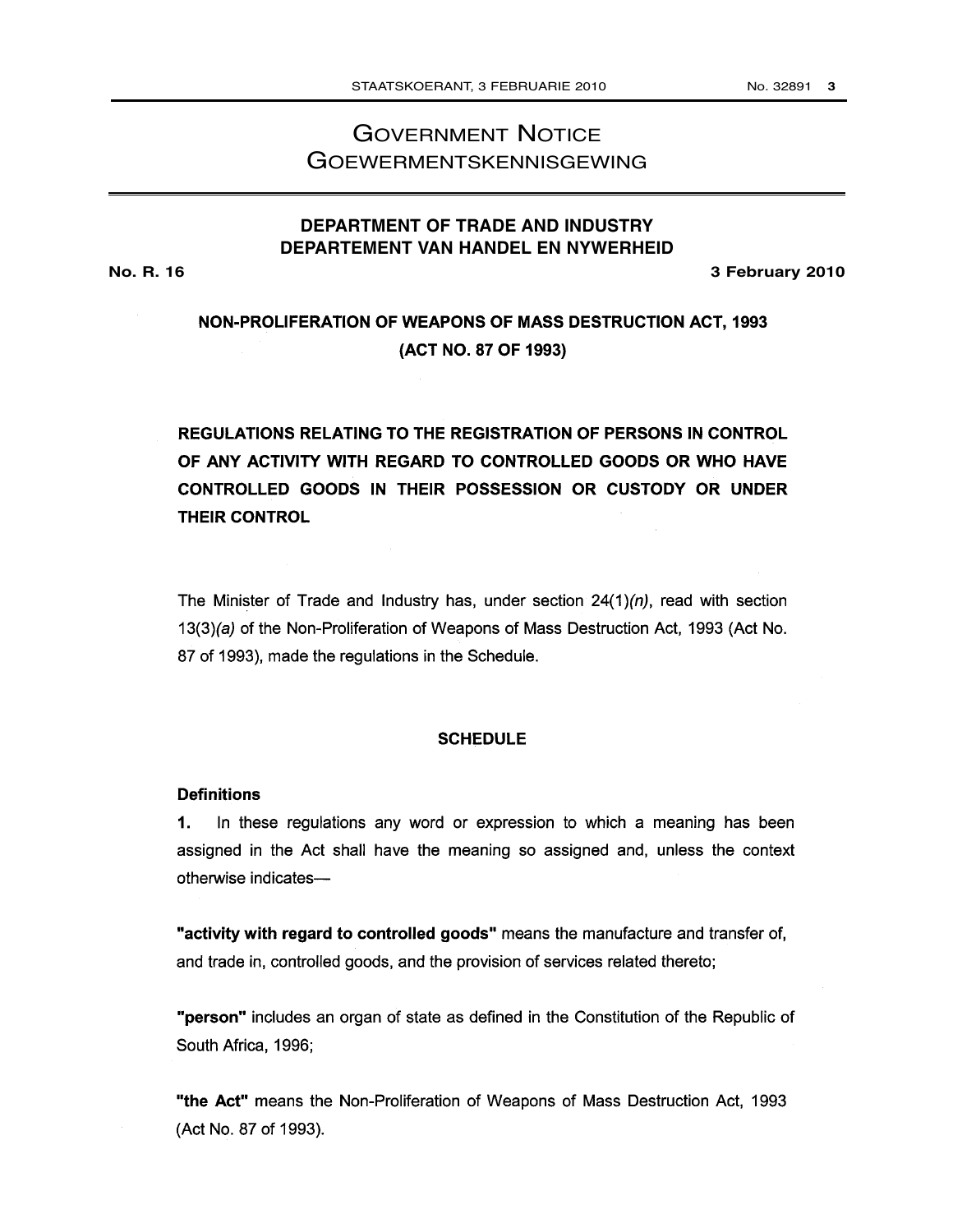# GOVERNMENT NOTICE
# GOEWERMENTSKENNISGEWING

## DEPARTMENT OF TRADE AND INDUSTRY
## DEPARTEMENT VAN HANDEL EN NYWERHEID

**No. R. 16** **3 February 2010**

**NON-PROLIFERATION OF WEAPONS OF MASS DESTRUCTION ACT, 1993 (ACT NO. 87 OF 1993)**

**REGULATIONS RELATING TO THE REGISTRATION OF PERSONS IN CONTROL OF ANY ACTIVITY WITH REGARD TO CONTROLLED GOODS OR WHO HAVE CONTROLLED GOODS IN THEIR POSSESSION OR CUSTODY OR UNDER THEIR CONTROL**

The Minister of Trade and Industry has, under section 24(1)*(n)*, read with section 13(3)*(a)* of the Non-Proliferation of Weapons of Mass Destruction Act, 1993 (Act No. 87 of 1993), made the regulations in the Schedule.

### SCHEDULE

**Definitions**

**1.** In these regulations any word or expression to which a meaning has been assigned in the Act shall have the meaning so assigned and, unless the context otherwise indicates—

**"activity with regard to controlled goods"** means the manufacture and transfer of, and trade in, controlled goods, and the provision of services related thereto;

**"person"** includes an organ of state as defined in the Constitution of the Republic of South Africa, 1996;

**"the Act"** means the Non-Proliferation of Weapons of Mass Destruction Act, 1993 (Act No. 87 of 1993).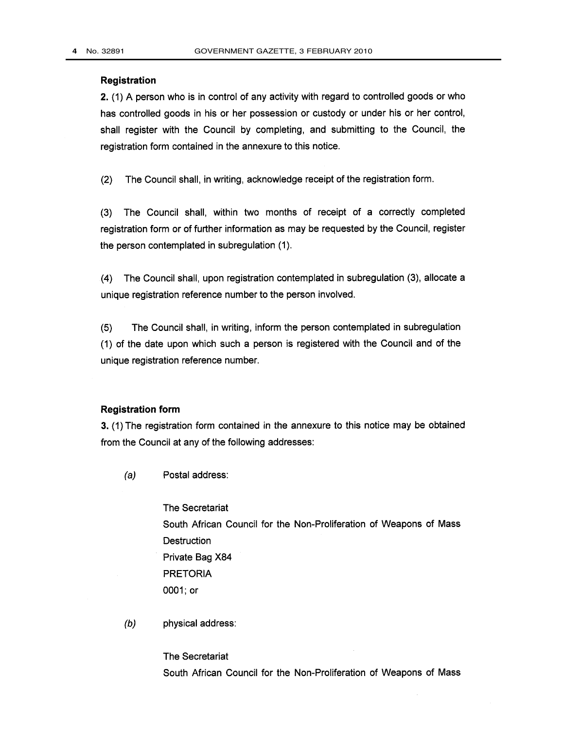**Registration**

**2.** (1) A person who is in control of any activity with regard to controlled goods or who has controlled goods in his or her possession or custody or under his or her control, shall register with the Council by completing, and submitting to the Council, the registration form contained in the annexure to this notice.

(2) The Council shall, in writing, acknowledge receipt of the registration form.

(3) The Council shall, within two months of receipt of a correctly completed registration form or of further information as may be requested by the Council, register the person contemplated in subregulation (1).

(4) The Council shall, upon registration contemplated in subregulation (3), allocate a unique registration reference number to the person involved.

(5) The Council shall, in writing, inform the person contemplated in subregulation (1) of the date upon which such a person is registered with the Council and of the unique registration reference number.

**Registration form**

**3.** (1) The registration form contained in the annexure to this notice may be obtained from the Council at any of the following addresses:

*(a)* Postal address:

The Secretariat
South African Council for the Non-Proliferation of Weapons of Mass Destruction
Private Bag X84
PRETORIA
0001; or

*(b)* physical address:

The Secretariat
South African Council for the Non-Proliferation of Weapons of Mass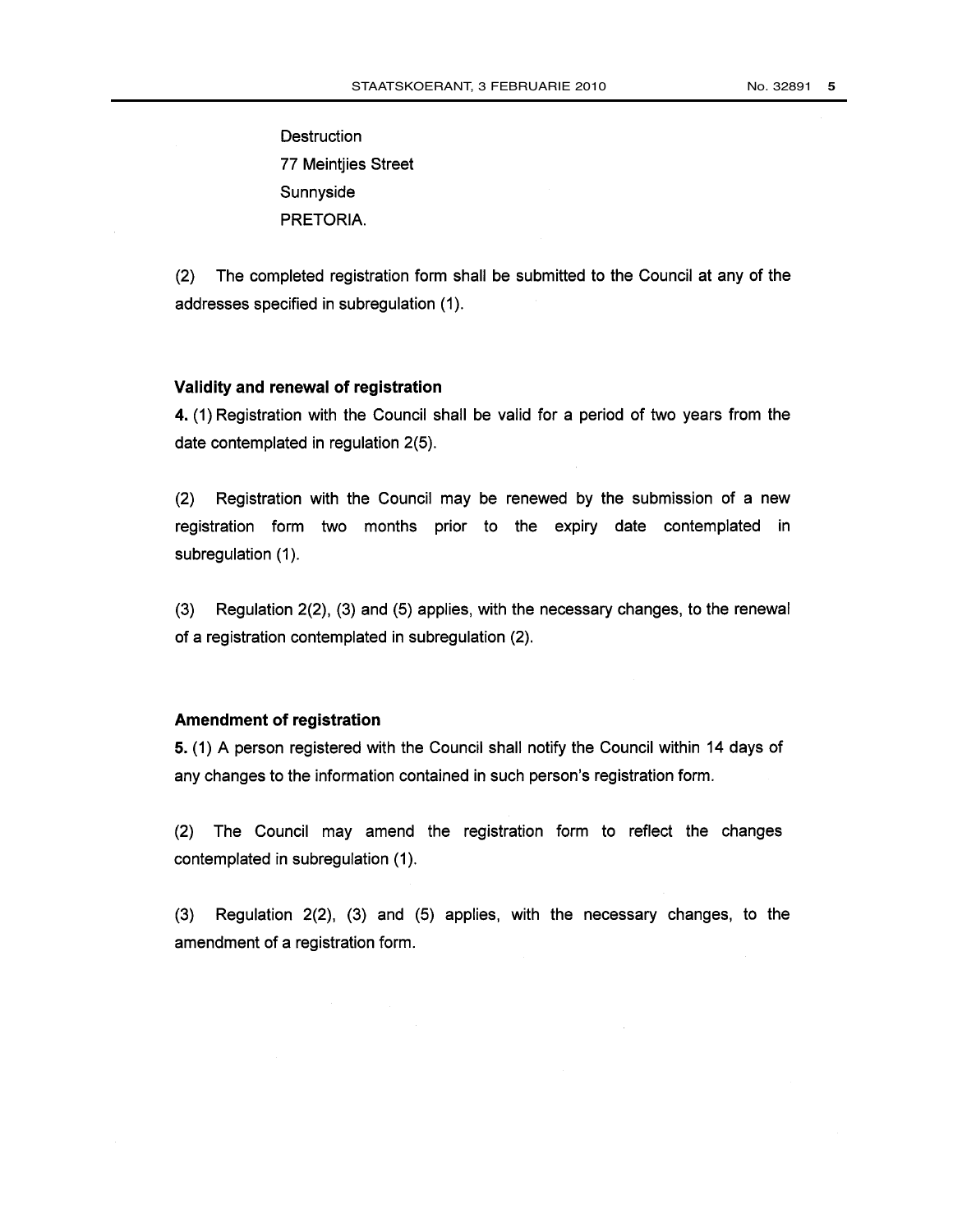Destruction
77 Meintjies Street
Sunnyside
PRETORIA.

(2) The completed registration form shall be submitted to the Council at any of the addresses specified in subregulation (1).

**Validity and renewal of registration**

**4.** (1) Registration with the Council shall be valid for a period of two years from the date contemplated in regulation 2(5).

(2) Registration with the Council may be renewed by the submission of a new registration form two months prior to the expiry date contemplated in subregulation (1).

(3) Regulation 2(2), (3) and (5) applies, with the necessary changes, to the renewal of a registration contemplated in subregulation (2).

**Amendment of registration**

**5.** (1) A person registered with the Council shall notify the Council within 14 days of any changes to the information contained in such person's registration form.

(2) The Council may amend the registration form to reflect the changes contemplated in subregulation (1).

(3) Regulation 2(2), (3) and (5) applies, with the necessary changes, to the amendment of a registration form.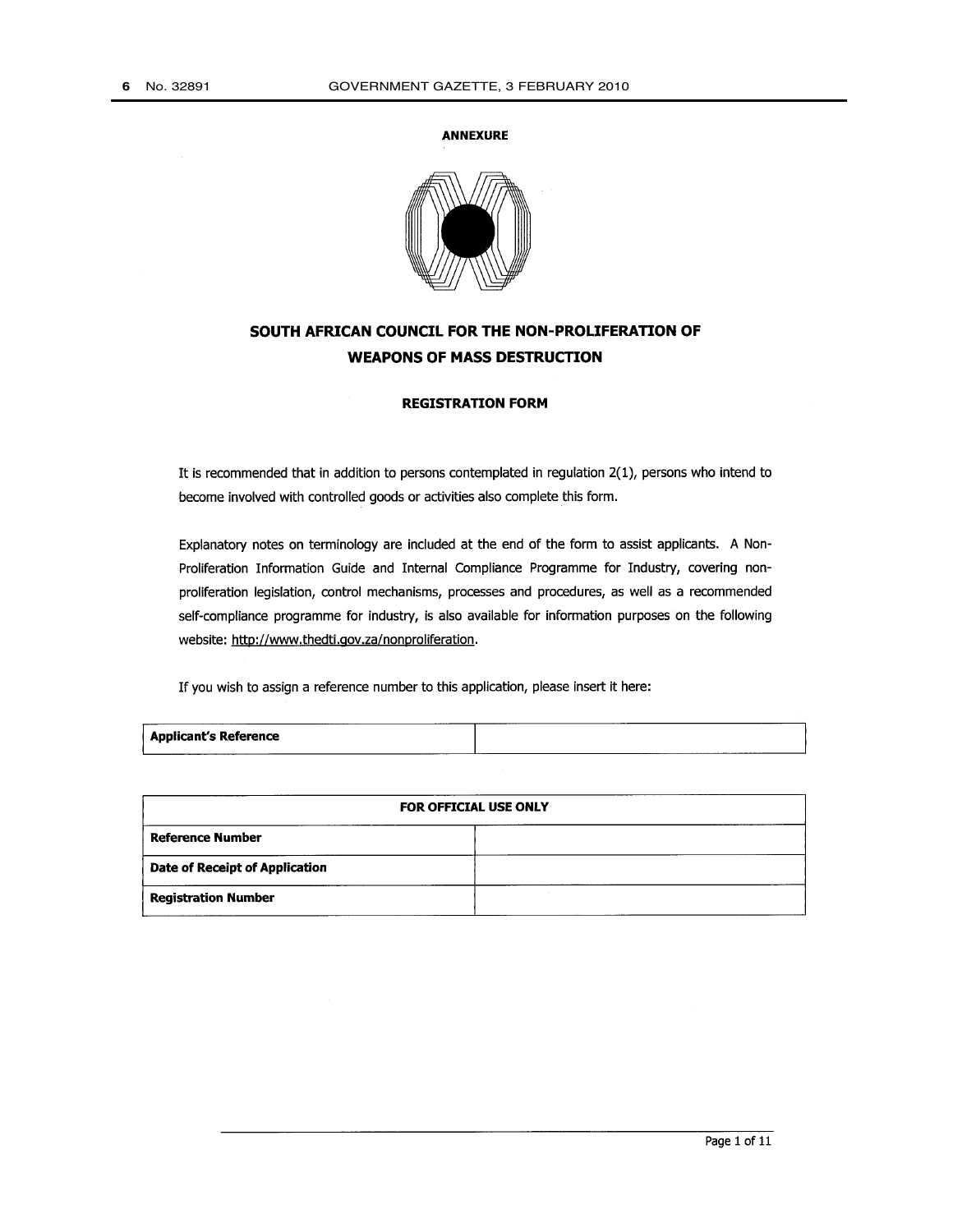**ANNEXURE**

# SOUTH AFRICAN COUNCIL FOR THE NON-PROLIFERATION OF WEAPONS OF MASS DESTRUCTION

## REGISTRATION FORM

It is recommended that in addition to persons contemplated in regulation 2(1), persons who intend to become involved with controlled goods or activities also complete this form.

Explanatory notes on terminology are included at the end of the form to assist applicants. A Non-Proliferation Information Guide and Internal Compliance Programme for Industry, covering non-proliferation legislation, control mechanisms, processes and procedures, as well as a recommended self-compliance programme for industry, is also available for information purposes on the following website: http://www.thedti.gov.za/nonproliferation.

If you wish to assign a reference number to this application, please insert it here:

| **Applicant's Reference** | |
|---|---|

| **FOR OFFICIAL USE ONLY** | |
|---|---|
| **Reference Number** | |
| **Date of Receipt of Application** | |
| **Registration Number** | |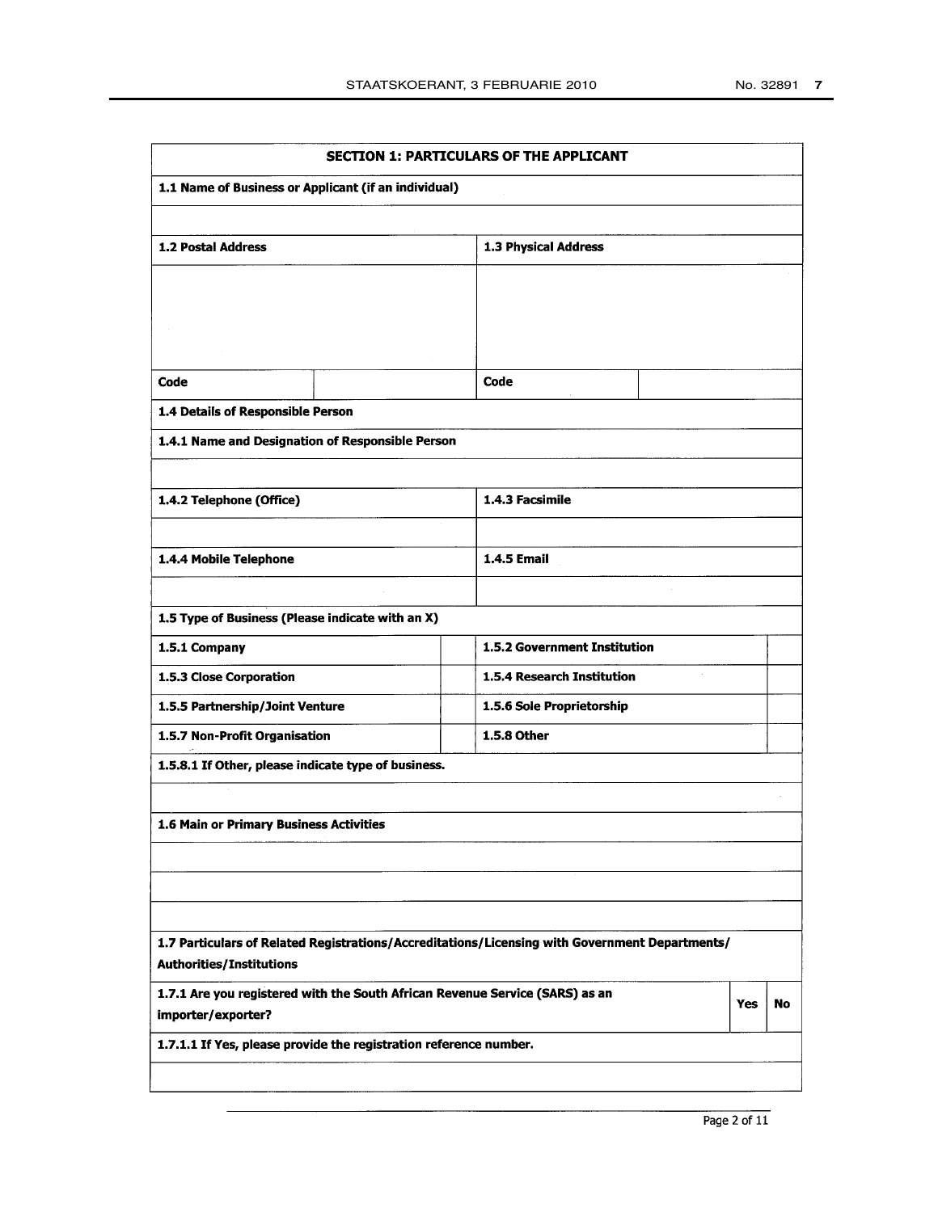## SECTION 1: PARTICULARS OF THE APPLICANT

| 1.1 Name of Business or Applicant (if an individual) | | | |
|---|---|---|---|
| | | | |
| **1.2 Postal Address** | | **1.3 Physical Address** | |
| | | | |
| **Code** | | **Code** | |

| 1.4 Details of Responsible Person | |
|---|---|
| **1.4.1 Name and Designation of Responsible Person** | |
| | |
| **1.4.2 Telephone (Office)** | **1.4.3 Facsimile** |
| | |
| **1.4.4 Mobile Telephone** | **1.4.5 Email** |
| | |

| 1.5 Type of Business (Please indicate with an X) | | | |
|---|---|---|---|
| **1.5.1 Company** | | **1.5.2 Government Institution** | |
| **1.5.3 Close Corporation** | | **1.5.4 Research Institution** | |
| **1.5.5 Partnership/Joint Venture** | | **1.5.6 Sole Proprietorship** | |
| **1.5.7 Non-Profit Organisation** | | **1.5.8 Other** | |
| **1.5.8.1 If Other, please indicate type of business.** | | | |
| | | | |

| 1.6 Main or Primary Business Activities |
|---|
| |
| |
| |

| 1.7 Particulars of Related Registrations/Accreditations/Licensing with Government Departments/ Authorities/Institutions | | |
|---|---|---|
| **1.7.1 Are you registered with the South African Revenue Service (SARS) as an importer/exporter?** | **Yes** | **No** |
| **1.7.1.1 If Yes, please provide the registration reference number.** | | |
| | | |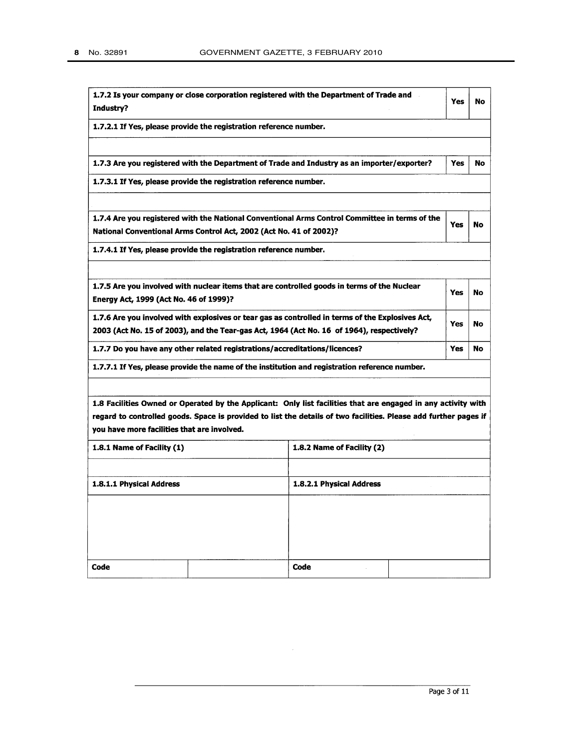| **1.7.2 Is your company or close corporation registered with the Department of Trade and Industry?** | **Yes** | **No** |
|---|---|---|
| **1.7.2.1 If Yes, please provide the registration reference number.** | | |
| | | |
| **1.7.3 Are you registered with the Department of Trade and Industry as an importer/exporter?** | **Yes** | **No** |
| **1.7.3.1 If Yes, please provide the registration reference number.** | | |
| | | |
| **1.7.4 Are you registered with the National Conventional Arms Control Committee in terms of the National Conventional Arms Control Act, 2002 (Act No. 41 of 2002)?** | **Yes** | **No** |
| **1.7.4.1 If Yes, please provide the registration reference number.** | | |
| | | |
| **1.7.5 Are you involved with nuclear items that are controlled goods in terms of the Nuclear Energy Act, 1999 (Act No. 46 of 1999)?** | **Yes** | **No** |
| **1.7.6 Are you involved with explosives or tear gas as controlled in terms of the Explosives Act, 2003 (Act No. 15 of 2003), and the Tear-gas Act, 1964 (Act No. 16 of 1964), respectively?** | **Yes** | **No** |
| **1.7.7 Do you have any other related registrations/accreditations/licences?** | **Yes** | **No** |
| **1.7.7.1 If Yes, please provide the name of the institution and registration reference number.** | | |
| | | |

**1.8 Facilities Owned or Operated by the Applicant: Only list facilities that are engaged in any activity with regard to controlled goods. Space is provided to list the details of two facilities. Please add further pages if you have more facilities that are involved.**

| **1.8.1 Name of Facility (1)** | | **1.8.2 Name of Facility (2)** | |
|---|---|---|---|
| | | | |
| **1.8.1.1 Physical Address** | | **1.8.2.1 Physical Address** | |
| | | | |
| **Code** | | **Code** | |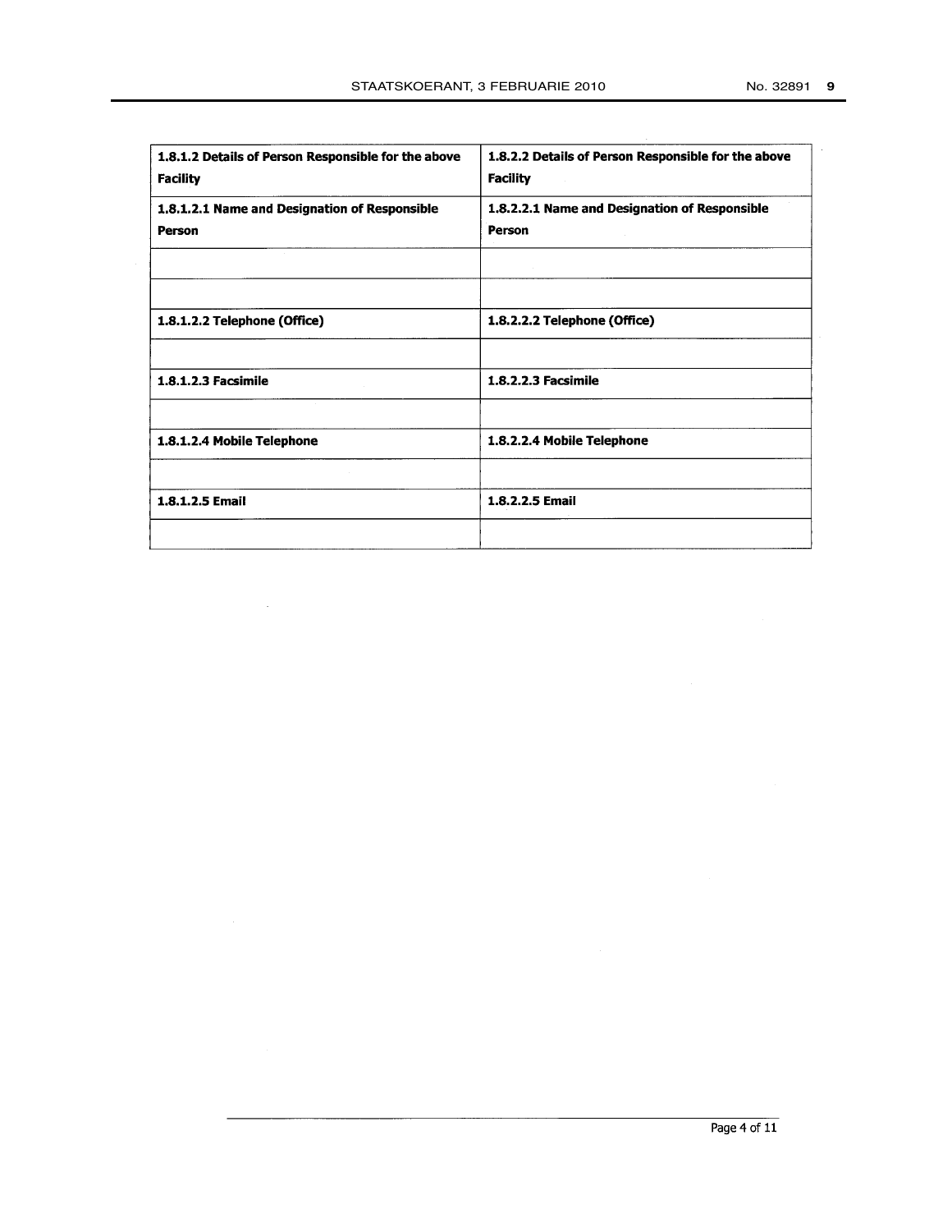| **1.8.1.2 Details of Person Responsible for the above Facility** | **1.8.2.2 Details of Person Responsible for the above Facility** |
|---|---|
| **1.8.1.2.1 Name and Designation of Responsible Person** | **1.8.2.2.1 Name and Designation of Responsible Person** |
| | |
| | |
| **1.8.1.2.2 Telephone (Office)** | **1.8.2.2.2 Telephone (Office)** |
| | |
| **1.8.1.2.3 Facsimile** | **1.8.2.2.3 Facsimile** |
| | |
| **1.8.1.2.4 Mobile Telephone** | **1.8.2.2.4 Mobile Telephone** |
| | |
| **1.8.1.2.5 Email** | **1.8.2.2.5 Email** |
| | |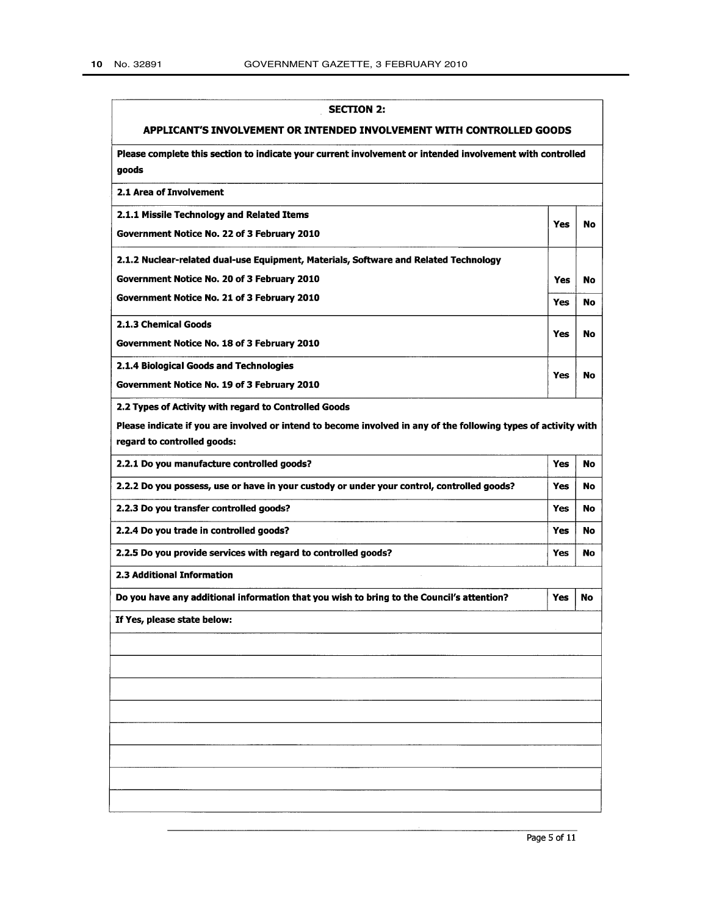## SECTION 2:

## APPLICANT'S INVOLVEMENT OR INTENDED INVOLVEMENT WITH CONTROLLED GOODS

**Please complete this section to indicate your current involvement or intended involvement with controlled goods**

**2.1 Area of Involvement**

| | | |
|---|---|---|
| **2.1.1 Missile Technology and Related Items**<br>**Government Notice No. 22 of 3 February 2010** | **Yes** | **No** |
| **2.1.2 Nuclear-related dual-use Equipment, Materials, Software and Related Technology** | | |
| **Government Notice No. 20 of 3 February 2010** | **Yes** | **No** |
| **Government Notice No. 21 of 3 February 2010** | **Yes** | **No** |
| **2.1.3 Chemical Goods**<br>**Government Notice No. 18 of 3 February 2010** | **Yes** | **No** |
| **2.1.4 Biological Goods and Technologies**<br>**Government Notice No. 19 of 3 February 2010** | **Yes** | **No** |

**2.2 Types of Activity with regard to Controlled Goods**

**Please indicate if you are involved or intend to become involved in any of the following types of activity with regard to controlled goods:**

| | | |
|---|---|---|
| **2.2.1 Do you manufacture controlled goods?** | **Yes** | **No** |
| **2.2.2 Do you possess, use or have in your custody or under your control, controlled goods?** | **Yes** | **No** |
| **2.2.3 Do you transfer controlled goods?** | **Yes** | **No** |
| **2.2.4 Do you trade in controlled goods?** | **Yes** | **No** |
| **2.2.5 Do you provide services with regard to controlled goods?** | **Yes** | **No** |

**2.3 Additional Information**

| | | |
|---|---|---|
| **Do you have any additional information that you wish to bring to the Council's attention?** | **Yes** | **No** |

**If Yes, please state below:**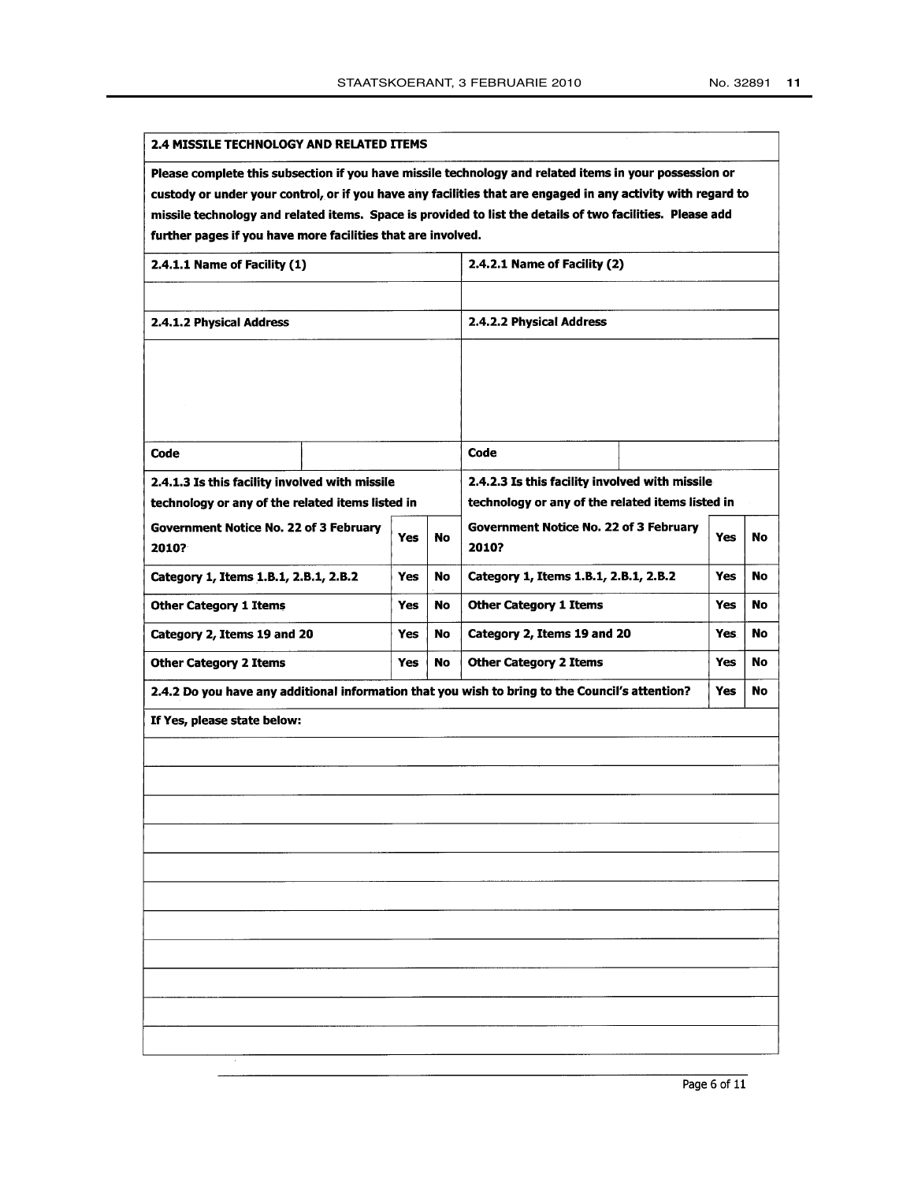## 2.4 MISSILE TECHNOLOGY AND RELATED ITEMS

**Please complete this subsection if you have missile technology and related items in your possession or custody or under your control, or if you have any facilities that are engaged in any activity with regard to missile technology and related items. Space is provided to list the details of two facilities. Please add further pages if you have more facilities that are involved.**

| 2.4.1.1 Name of Facility (1) | | | | 2.4.2.1 Name of Facility (2) | | | |
|---|---|---|---|---|---|---|---|
| | | | | | | | |
| **2.4.1.2 Physical Address** | | | | **2.4.2.2 Physical Address** | | | |
| | | | | | | | |
| **Code** | | | | **Code** | | | |
| **2.4.1.3 Is this facility involved with missile technology or any of the related items listed in Government Notice No. 22 of 3 February 2010?** | | **Yes** | **No** | **2.4.2.3 Is this facility involved with missile technology or any of the related items listed in Government Notice No. 22 of 3 February 2010?** | | **Yes** | **No** |
| **Category 1, Items 1.B.1, 2.B.1, 2.B.2** | | **Yes** | **No** | **Category 1, Items 1.B.1, 2.B.1, 2.B.2** | | **Yes** | **No** |
| **Other Category 1 Items** | | **Yes** | **No** | **Other Category 1 Items** | | **Yes** | **No** |
| **Category 2, Items 19 and 20** | | **Yes** | **No** | **Category 2, Items 19 and 20** | | **Yes** | **No** |
| **Other Category 2 Items** | | **Yes** | **No** | **Other Category 2 Items** | | **Yes** | **No** |

| 2.4.2 Do you have any additional information that you wish to bring to the Council's attention? | Yes | No |
|---|---|---|
| **If Yes, please state below:** | | |
| | | |
| | | |
| | | |
| | | |
| | | |
| | | |
| | | |
| | | |
| | | |
| | | |
| | | |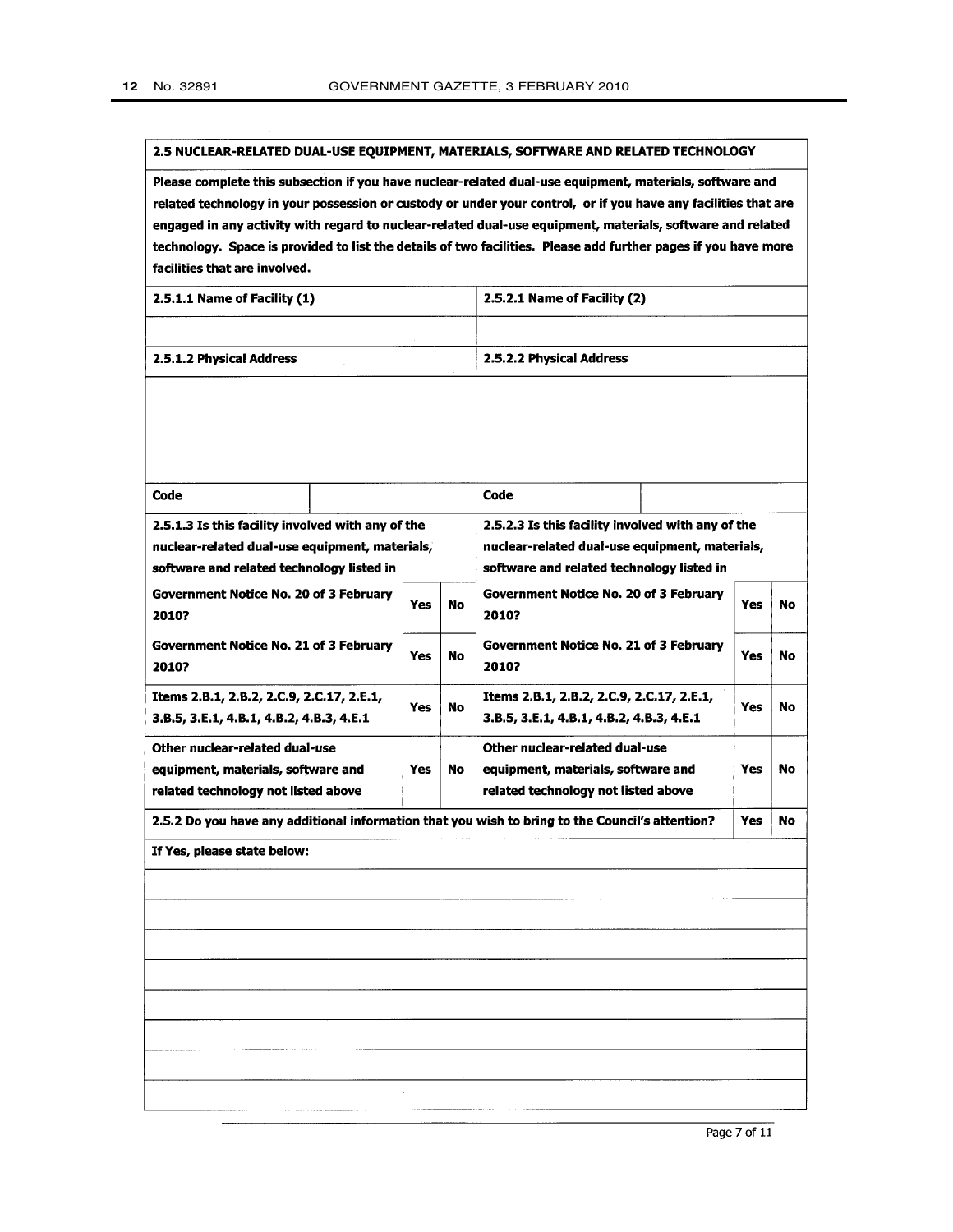## 2.5 NUCLEAR-RELATED DUAL-USE EQUIPMENT, MATERIALS, SOFTWARE AND RELATED TECHNOLOGY

**Please complete this subsection if you have nuclear-related dual-use equipment, materials, software and related technology in your possession or custody or under your control, or if you have any facilities that are engaged in any activity with regard to nuclear-related dual-use equipment, materials, software and related technology. Space is provided to list the details of two facilities. Please add further pages if you have more facilities that are involved.**

| **2.5.1.1 Name of Facility (1)** | | | | **2.5.2.1 Name of Facility (2)** | | | |
|---|---|---|---|---|---|---|---|
| | | | | | | | |
| **2.5.1.2 Physical Address** | | | | **2.5.2.2 Physical Address** | | | |
| | | | | | | | |
| **Code** | | | | **Code** | | | |
| **2.5.1.3 Is this facility involved with any of the nuclear-related dual-use equipment, materials, software and related technology listed in** | | | | **2.5.2.3 Is this facility involved with any of the nuclear-related dual-use equipment, materials, software and related technology listed in** | | | |
| **Government Notice No. 20 of 3 February 2010?** | | **Yes** | **No** | **Government Notice No. 20 of 3 February 2010?** | | **Yes** | **No** |
| **Government Notice No. 21 of 3 February 2010?** | | **Yes** | **No** | **Government Notice No. 21 of 3 February 2010?** | | **Yes** | **No** |
| **Items 2.B.1, 2.B.2, 2.C.9, 2.C.17, 2.E.1, 3.B.5, 3.E.1, 4.B.1, 4.B.2, 4.B.3, 4.E.1** | | **Yes** | **No** | **Items 2.B.1, 2.B.2, 2.C.9, 2.C.17, 2.E.1, 3.B.5, 3.E.1, 4.B.1, 4.B.2, 4.B.3, 4.E.1** | | **Yes** | **No** |
| **Other nuclear-related dual-use equipment, materials, software and related technology not listed above** | | **Yes** | **No** | **Other nuclear-related dual-use equipment, materials, software and related technology not listed above** | | **Yes** | **No** |

| **2.5.2 Do you have any additional information that you wish to bring to the Council's attention?** | **Yes** | **No** |
|---|---|---|
| **If Yes, please state below:** | | |
| | | |
| | | |
| | | |
| | | |
| | | |
| | | |
| | | |
| | | |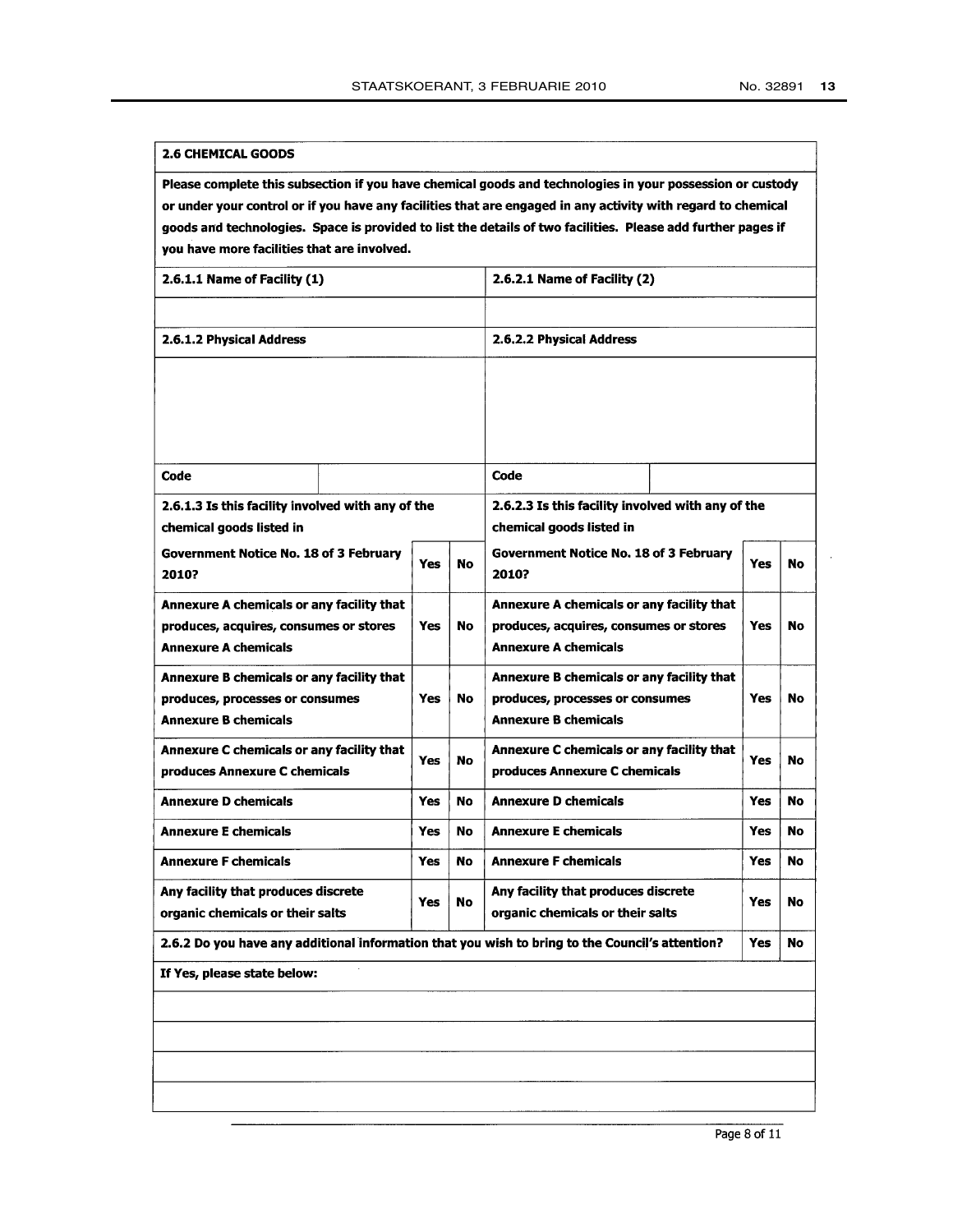**2.6 CHEMICAL GOODS**

**Please complete this subsection if you have chemical goods and technologies in your possession or custody or under your control or if you have any facilities that are engaged in any activity with regard to chemical goods and technologies. Space is provided to list the details of two facilities. Please add further pages if you have more facilities that are involved.**

| **2.6.1.1 Name of Facility (1)** | | | **2.6.2.1 Name of Facility (2)** | | |
|---|---|---|---|---|---|
| | | | | | |
| **2.6.1.2 Physical Address** | | | **2.6.2.2 Physical Address** | | |
| | | | | | |
| **Code** | | | **Code** | | |
| **2.6.1.3 Is this facility involved with any of the chemical goods listed in** | | | **2.6.2.3 Is this facility involved with any of the chemical goods listed in** | | |
| **Government Notice No. 18 of 3 February 2010?** | **Yes** | **No** | **Government Notice No. 18 of 3 February 2010?** | **Yes** | **No** |
| **Annexure A chemicals or any facility that produces, acquires, consumes or stores Annexure A chemicals** | **Yes** | **No** | **Annexure A chemicals or any facility that produces, acquires, consumes or stores Annexure A chemicals** | **Yes** | **No** |
| **Annexure B chemicals or any facility that produces, processes or consumes Annexure B chemicals** | **Yes** | **No** | **Annexure B chemicals or any facility that produces, processes or consumes Annexure B chemicals** | **Yes** | **No** |
| **Annexure C chemicals or any facility that produces Annexure C chemicals** | **Yes** | **No** | **Annexure C chemicals or any facility that produces Annexure C chemicals** | **Yes** | **No** |
| **Annexure D chemicals** | **Yes** | **No** | **Annexure D chemicals** | **Yes** | **No** |
| **Annexure E chemicals** | **Yes** | **No** | **Annexure E chemicals** | **Yes** | **No** |
| **Annexure F chemicals** | **Yes** | **No** | **Annexure F chemicals** | **Yes** | **No** |
| **Any facility that produces discrete organic chemicals or their salts** | **Yes** | **No** | **Any facility that produces discrete organic chemicals or their salts** | **Yes** | **No** |

| **2.6.2 Do you have any additional information that you wish to bring to the Council's attention?** | **Yes** | **No** |
|---|---|---|
| **If Yes, please state below:** | | |
| | | |
| | | |
| | | |
| | | |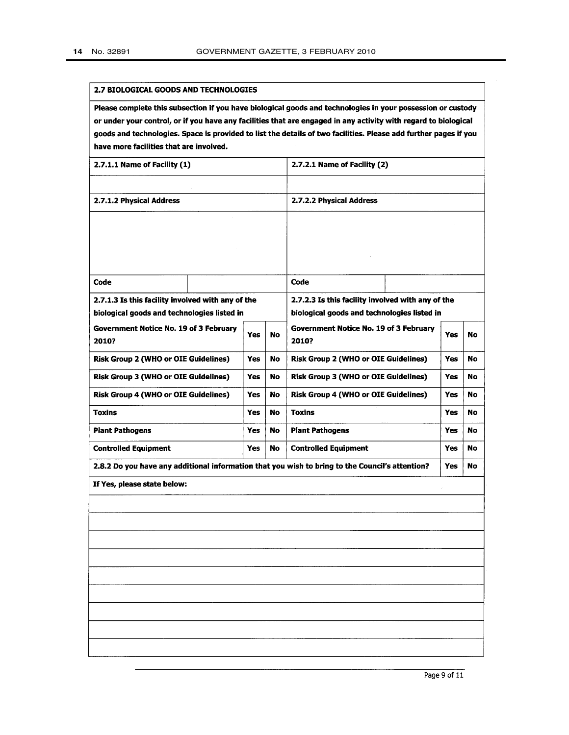## 2.7 BIOLOGICAL GOODS AND TECHNOLOGIES

**Please complete this subsection if you have biological goods and technologies in your possession or custody or under your control, or if you have any facilities that are engaged in any activity with regard to biological goods and technologies. Space is provided to list the details of two facilities. Please add further pages if you have more facilities that are involved.**

| **2.7.1.1 Name of Facility (1)** | | | | **2.7.2.1 Name of Facility (2)** | | | |
|---|---|---|---|---|---|---|---|
| | | | | | | | |
| **2.7.1.2 Physical Address** | | | | **2.7.2.2 Physical Address** | | | |
| | | | | | | | |
| **Code** | | | | **Code** | | | |
| **2.7.1.3 Is this facility involved with any of the biological goods and technologies listed in Government Notice No. 19 of 3 February 2010?** | | **Yes** | **No** | **2.7.2.3 Is this facility involved with any of the biological goods and technologies listed in Government Notice No. 19 of 3 February 2010?** | | **Yes** | **No** |
| **Risk Group 2 (WHO or OIE Guidelines)** | | **Yes** | **No** | **Risk Group 2 (WHO or OIE Guidelines)** | | **Yes** | **No** |
| **Risk Group 3 (WHO or OIE Guidelines)** | | **Yes** | **No** | **Risk Group 3 (WHO or OIE Guidelines)** | | **Yes** | **No** |
| **Risk Group 4 (WHO or OIE Guidelines)** | | **Yes** | **No** | **Risk Group 4 (WHO or OIE Guidelines)** | | **Yes** | **No** |
| **Toxins** | | **Yes** | **No** | **Toxins** | | **Yes** | **No** |
| **Plant Pathogens** | | **Yes** | **No** | **Plant Pathogens** | | **Yes** | **No** |
| **Controlled Equipment** | | **Yes** | **No** | **Controlled Equipment** | | **Yes** | **No** |

| **2.8.2 Do you have any additional information that you wish to bring to the Council's attention?** | **Yes** | **No** |
|---|---|---|
| **If Yes, please state below:** | | |
| | | |
| | | |
| | | |
| | | |
| | | |
| | | |
| | | |
| | | |
| | | |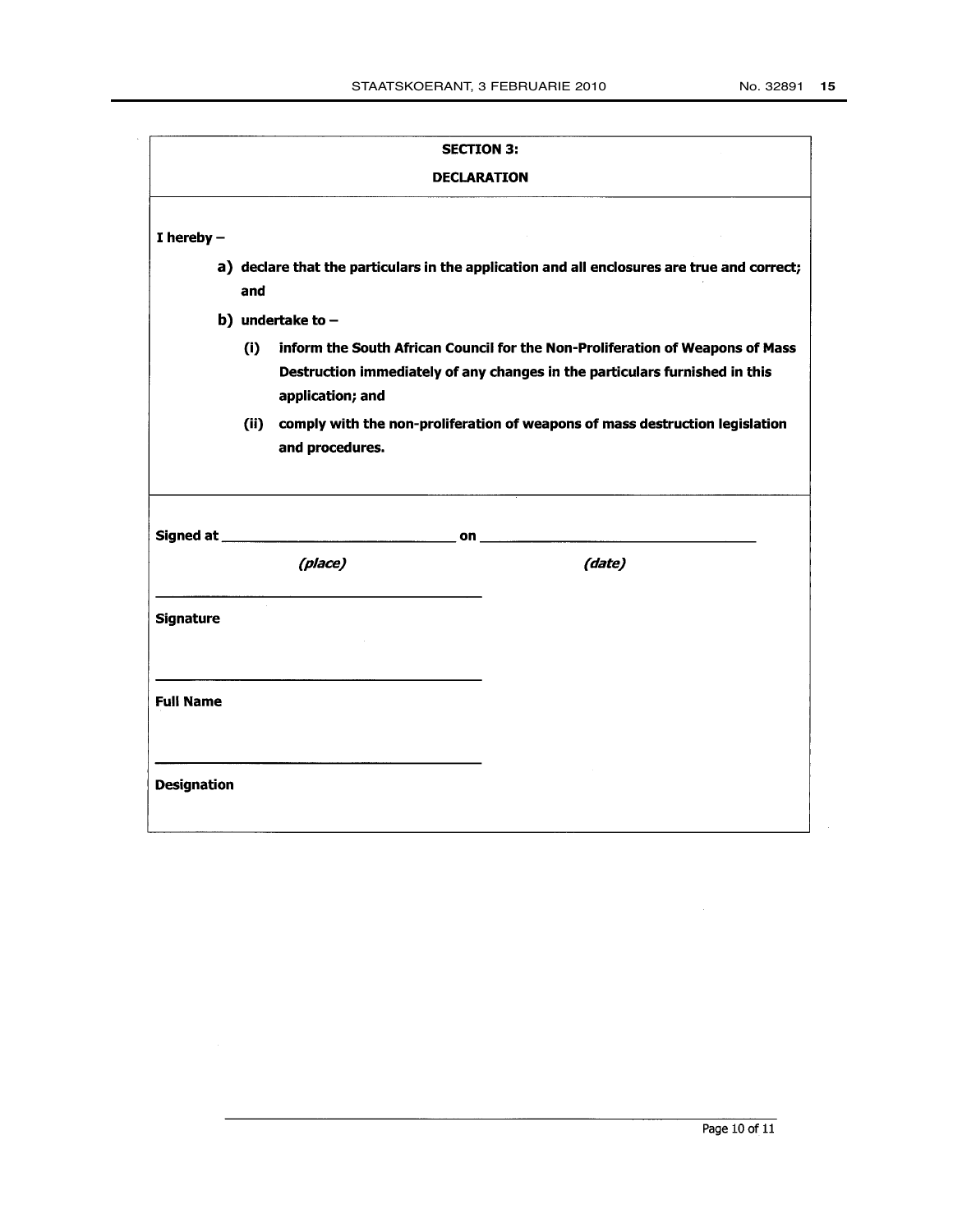## SECTION 3:

## DECLARATION

**I hereby –**

**a) declare that the particulars in the application and all enclosures are true and correct; and**

**b) undertake to –**

**(i) inform the South African Council for the Non-Proliferation of Weapons of Mass Destruction immediately of any changes in the particulars furnished in this application; and**

**(ii) comply with the non-proliferation of weapons of mass destruction legislation and procedures.**

**Signed at** ______________________________ **on** ____________________________________

*(place)* *(date)*

________________________________________

**Signature**

________________________________________

**Full Name**

________________________________________

**Designation**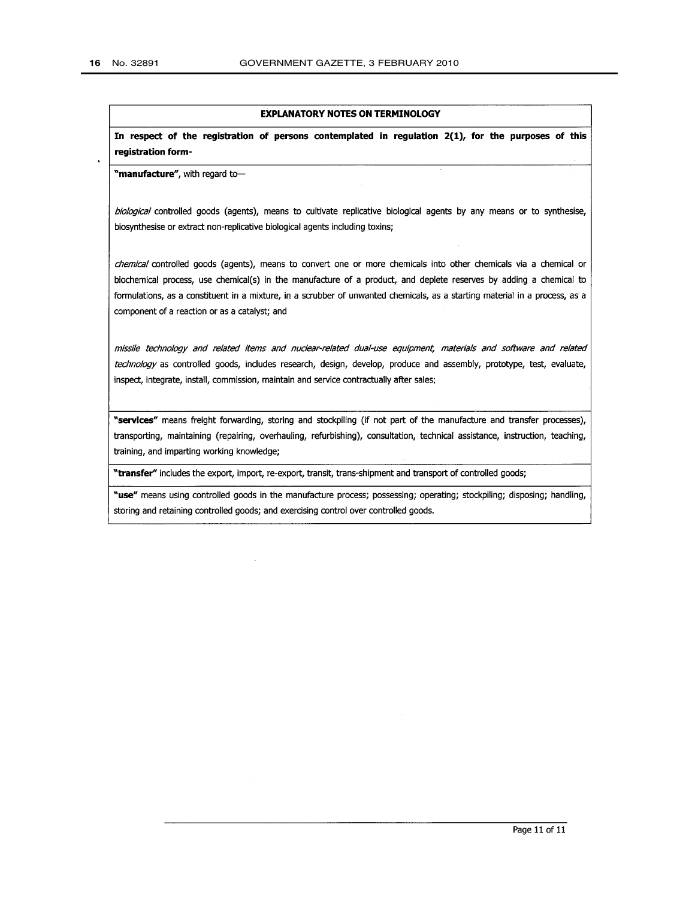## EXPLANATORY NOTES ON TERMINOLOGY

**In respect of the registration of persons contemplated in regulation 2(1), for the purposes of this registration form-**

**"manufacture"**, with regard to—

*biological* controlled goods (agents), means to cultivate replicative biological agents by any means or to synthesise, biosynthesise or extract non-replicative biological agents including toxins;

*chemical* controlled goods (agents), means to convert one or more chemicals into other chemicals via a chemical or biochemical process, use chemical(s) in the manufacture of a product, and deplete reserves by adding a chemical to formulations, as a constituent in a mixture, in a scrubber of unwanted chemicals, as a starting material in a process, as a component of a reaction or as a catalyst; and

*missile technology and related items and nuclear-related dual-use equipment, materials and software and related technology* as controlled goods, includes research, design, develop, produce and assembly, prototype, test, evaluate, inspect, integrate, install, commission, maintain and service contractually after sales;

**"services"** means freight forwarding, storing and stockpiling (if not part of the manufacture and transfer processes), transporting, maintaining (repairing, overhauling, refurbishing), consultation, technical assistance, instruction, teaching, training, and imparting working knowledge;

**"transfer"** includes the export, import, re-export, transit, trans-shipment and transport of controlled goods;

**"use"** means using controlled goods in the manufacture process; possessing; operating; stockpiling; disposing; handling, storing and retaining controlled goods; and exercising control over controlled goods.